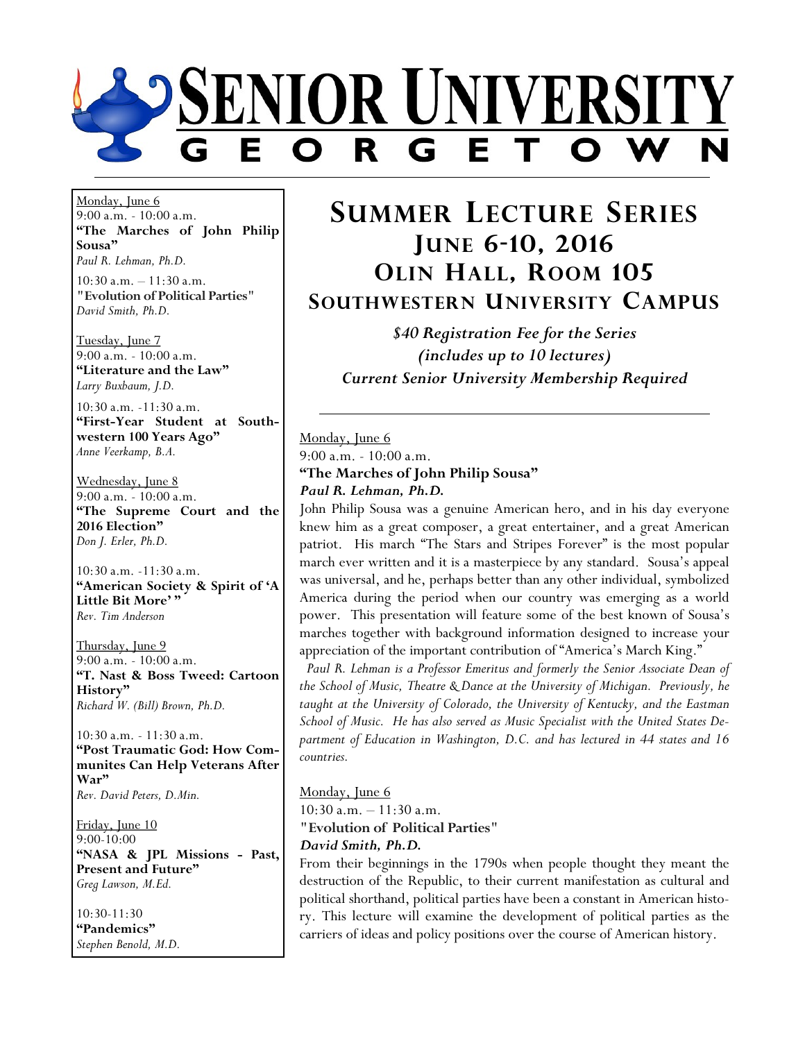# SENIOR UNIVERSITY GEORGETOWN

Monday, June 6
9:00 a.m. - 10:00 a.m.
**"The Marches of John Philip Sousa"**
*Paul R. Lehman, Ph.D.*

10:30 a.m. – 11:30 a.m.
**"Evolution of Political Parties"**
*David Smith, Ph.D.*

Tuesday, June 7
9:00 a.m. - 10:00 a.m.
**"Literature and the Law"**
*Larry Buxbaum, J.D.*

10:30 a.m. -11:30 a.m.
**"First-Year Student at Southwestern 100 Years Ago"**
*Anne Veerkamp, B.A.*

Wednesday, June 8
9:00 a.m. - 10:00 a.m.
**"The Supreme Court and the 2016 Election"**
*Don J. Erler, Ph.D.*

10:30 a.m. -11:30 a.m.
**"American Society & Spirit of 'A Little Bit More' "**
*Rev. Tim Anderson*

Thursday, June 9
9:00 a.m. - 10:00 a.m.
**"T. Nast & Boss Tweed: Cartoon History"**
*Richard W. (Bill) Brown, Ph.D.*

10:30 a.m. - 11:30 a.m.
**"Post Traumatic God: How Communites Can Help Veterans After War"**
*Rev. David Peters, D.Min.*

Friday, June 10
9:00-10:00
**"NASA & JPL Missions - Past, Present and Future"**
*Greg Lawson, M.Ed.*

10:30-11:30
**"Pandemics"**
*Stephen Benold, M.D.*

## SUMMER LECTURE SERIES
## JUNE 6-10, 2016
## OLIN HALL, ROOM 105
## SOUTHWESTERN UNIVERSITY CAMPUS

***$40 Registration Fee for the Series***
***(includes up to 10 lectures)***
***Current Senior University Membership Required***

---

Monday, June 6
9:00 a.m. - 10:00 a.m.
**"The Marches of John Philip Sousa"**
***Paul R. Lehman, Ph.D.***

John Philip Sousa was a genuine American hero, and in his day everyone knew him as a great composer, a great entertainer, and a great American patriot. His march "The Stars and Stripes Forever" is the most popular march ever written and it is a masterpiece by any standard. Sousa's appeal was universal, and he, perhaps better than any other individual, symbolized America during the period when our country was emerging as a world power. This presentation will feature some of the best known of Sousa's marches together with background information designed to increase your appreciation of the important contribution of "America's March King."

*Paul R. Lehman is a Professor Emeritus and formerly the Senior Associate Dean of the School of Music, Theatre & Dance at the University of Michigan. Previously, he taught at the University of Colorado, the University of Kentucky, and the Eastman School of Music. He has also served as Music Specialist with the United States Department of Education in Washington, D.C. and has lectured in 44 states and 16 countries.*

Monday, June 6
10:30 a.m. – 11:30 a.m.
**"Evolution of Political Parties"**
***David Smith, Ph.D.***

From their beginnings in the 1790s when people thought they meant the destruction of the Republic, to their current manifestation as cultural and political shorthand, political parties have been a constant in American history. This lecture will examine the development of political parties as the carriers of ideas and policy positions over the course of American history.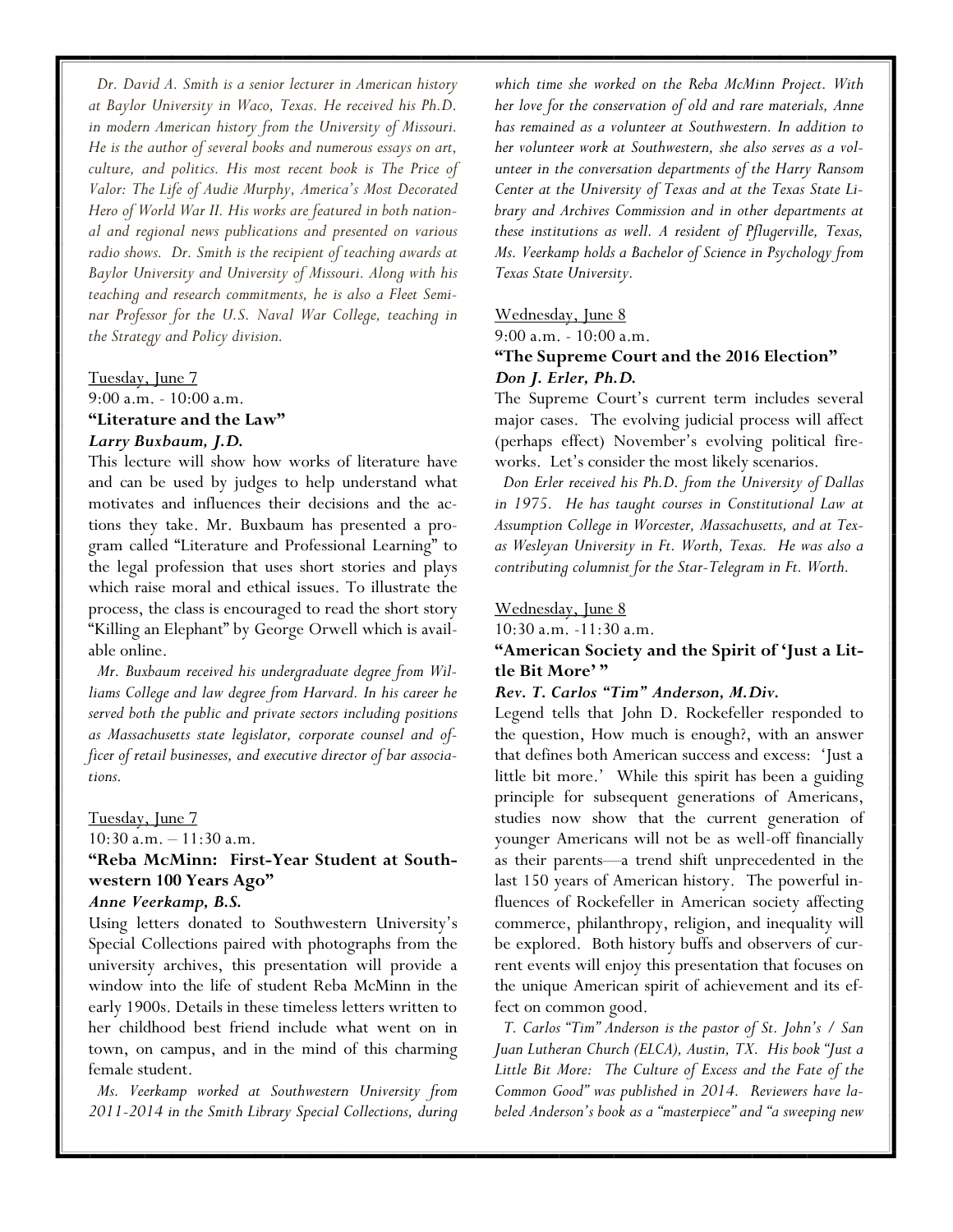*Dr. David A. Smith is a senior lecturer in American history at Baylor University in Waco, Texas. He received his Ph.D. in modern American history from the University of Missouri. He is the author of several books and numerous essays on art, culture, and politics. His most recent book is The Price of Valor: The Life of Audie Murphy, America's Most Decorated Hero of World War II. His works are featured in both national and regional news publications and presented on various radio shows. Dr. Smith is the recipient of teaching awards at Baylor University and University of Missouri. Along with his teaching and research commitments, he is also a Fleet Seminar Professor for the U.S. Naval War College, teaching in the Strategy and Policy division.*

Tuesday, June 7
9:00 a.m. - 10:00 a.m.

**"Literature and the Law"**
***Larry Buxbaum, J.D.***

This lecture will show how works of literature have and can be used by judges to help understand what motivates and influences their decisions and the actions they take. Mr. Buxbaum has presented a program called "Literature and Professional Learning" to the legal profession that uses short stories and plays which raise moral and ethical issues. To illustrate the process, the class is encouraged to read the short story "Killing an Elephant" by George Orwell which is available online.

*Mr. Buxbaum received his undergraduate degree from Williams College and law degree from Harvard. In his career he served both the public and private sectors including positions as Massachusetts state legislator, corporate counsel and officer of retail businesses, and executive director of bar associations.*

Tuesday, June 7
10:30 a.m. – 11:30 a.m.

**"Reba McMinn: First-Year Student at Southwestern 100 Years Ago"**
***Anne Veerkamp, B.S.***

Using letters donated to Southwestern University's Special Collections paired with photographs from the university archives, this presentation will provide a window into the life of student Reba McMinn in the early 1900s. Details in these timeless letters written to her childhood best friend include what went on in town, on campus, and in the mind of this charming female student.

*Ms. Veerkamp worked at Southwestern University from 2011-2014 in the Smith Library Special Collections, during which time she worked on the Reba McMinn Project. With her love for the conservation of old and rare materials, Anne has remained as a volunteer at Southwestern. In addition to her volunteer work at Southwestern, she also serves as a volunteer in the conversation departments of the Harry Ransom Center at the University of Texas and at the Texas State Library and Archives Commission and in other departments at these institutions as well. A resident of Pflugerville, Texas, Ms. Veerkamp holds a Bachelor of Science in Psychology from Texas State University.*

Wednesday, June 8
9:00 a.m. - 10:00 a.m.

**"The Supreme Court and the 2016 Election"**
***Don J. Erler, Ph.D.***

The Supreme Court's current term includes several major cases. The evolving judicial process will affect (perhaps effect) November's evolving political fireworks. Let's consider the most likely scenarios.

*Don Erler received his Ph.D. from the University of Dallas in 1975. He has taught courses in Constitutional Law at Assumption College in Worcester, Massachusetts, and at Texas Wesleyan University in Ft. Worth, Texas. He was also a contributing columnist for the Star-Telegram in Ft. Worth.*

Wednesday, June 8
10:30 a.m. -11:30 a.m.

**"American Society and the Spirit of 'Just a Little Bit More'"**
***Rev. T. Carlos "Tim" Anderson, M.Div.***

Legend tells that John D. Rockefeller responded to the question, How much is enough?, with an answer that defines both American success and excess: 'Just a little bit more.' While this spirit has been a guiding principle for subsequent generations of Americans, studies now show that the current generation of younger Americans will not be as well-off financially as their parents—a trend shift unprecedented in the last 150 years of American history. The powerful influences of Rockefeller in American society affecting commerce, philanthropy, religion, and inequality will be explored. Both history buffs and observers of current events will enjoy this presentation that focuses on the unique American spirit of achievement and its effect on common good.

*T. Carlos "Tim" Anderson is the pastor of St. John's / San Juan Lutheran Church (ELCA), Austin, TX. His book "Just a Little Bit More: The Culture of Excess and the Fate of the Common Good" was published in 2014. Reviewers have labeled Anderson's book as a "masterpiece" and "a sweeping new*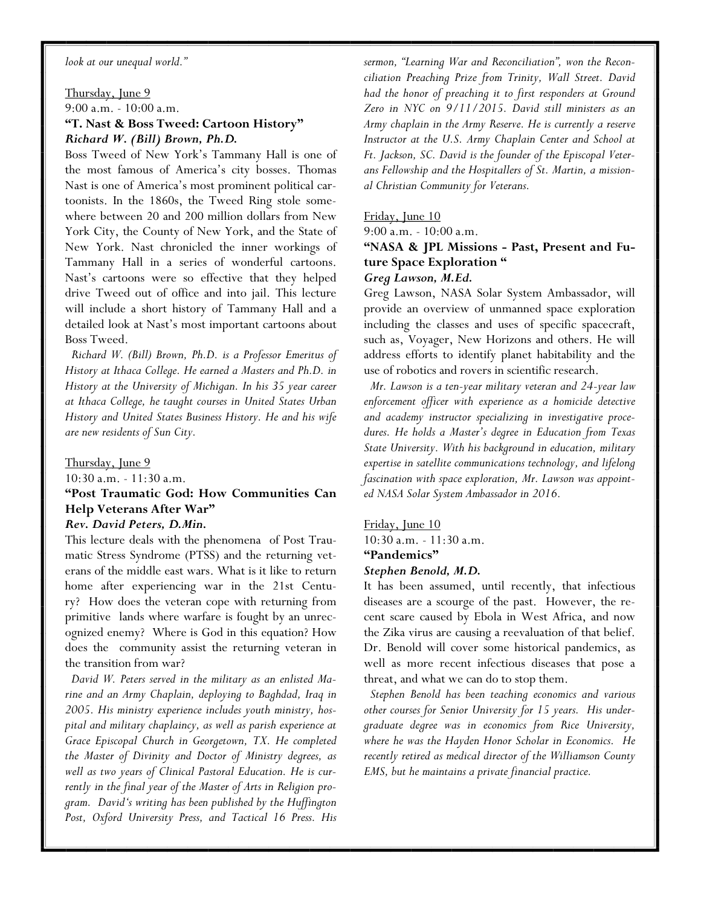*look at our unequal world."*

Thursday, June 9

9:00 a.m. - 10:00 a.m.

**"T. Nast & Boss Tweed: Cartoon History"**

***Richard W. (Bill) Brown, Ph.D.***

Boss Tweed of New York's Tammany Hall is one of the most famous of America's city bosses. Thomas Nast is one of America's most prominent political cartoonists. In the 1860s, the Tweed Ring stole somewhere between 20 and 200 million dollars from New York City, the County of New York, and the State of New York. Nast chronicled the inner workings of Tammany Hall in a series of wonderful cartoons. Nast's cartoons were so effective that they helped drive Tweed out of office and into jail. This lecture will include a short history of Tammany Hall and a detailed look at Nast's most important cartoons about Boss Tweed.

*Richard W. (Bill) Brown, Ph.D. is a Professor Emeritus of History at Ithaca College. He earned a Masters and Ph.D. in History at the University of Michigan. In his 35 year career at Ithaca College, he taught courses in United States Urban History and United States Business History. He and his wife are new residents of Sun City.*

Thursday, June 9

10:30 a.m. - 11:30 a.m.

**"Post Traumatic God: How Communities Can Help Veterans After War"**

***Rev. David Peters, D.Min.***

This lecture deals with the phenomena of Post Traumatic Stress Syndrome (PTSS) and the returning veterans of the middle east wars. What is it like to return home after experiencing war in the 21st Century? How does the veteran cope with returning from primitive lands where warfare is fought by an unrecognized enemy? Where is God in this equation? How does the community assist the returning veteran in the transition from war?

*David W. Peters served in the military as an enlisted Marine and an Army Chaplain, deploying to Baghdad, Iraq in 2005. His ministry experience includes youth ministry, hospital and military chaplaincy, as well as parish experience at Grace Episcopal Church in Georgetown, TX. He completed the Master of Divinity and Doctor of Ministry degrees, as well as two years of Clinical Pastoral Education. He is currently in the final year of the Master of Arts in Religion program. David's writing has been published by the Huffington Post, Oxford University Press, and Tactical 16 Press. His sermon, "Learning War and Reconciliation", won the Reconciliation Preaching Prize from Trinity, Wall Street. David had the honor of preaching it to first responders at Ground Zero in NYC on 9/11/2015. David still ministers as an Army chaplain in the Army Reserve. He is currently a reserve Instructor at the U.S. Army Chaplain Center and School at Ft. Jackson, SC. David is the founder of the Episcopal Veterans Fellowship and the Hospitallers of St. Martin, a missional Christian Community for Veterans.*

Friday, June 10

9:00 a.m. - 10:00 a.m.

**"NASA & JPL Missions - Past, Present and Future Space Exploration "**

***Greg Lawson, M.Ed.***

Greg Lawson, NASA Solar System Ambassador, will provide an overview of unmanned space exploration including the classes and uses of specific spacecraft, such as, Voyager, New Horizons and others. He will address efforts to identify planet habitability and the use of robotics and rovers in scientific research.

*Mr. Lawson is a ten-year military veteran and 24-year law enforcement officer with experience as a homicide detective and academy instructor specializing in investigative procedures. He holds a Master's degree in Education from Texas State University. With his background in education, military expertise in satellite communications technology, and lifelong fascination with space exploration, Mr. Lawson was appointed NASA Solar System Ambassador in 2016.*

Friday, June 10

10:30 a.m. - 11:30 a.m.

**"Pandemics"**

***Stephen Benold, M.D.***

It has been assumed, until recently, that infectious diseases are a scourge of the past. However, the recent scare caused by Ebola in West Africa, and now the Zika virus are causing a reevaluation of that belief. Dr. Benold will cover some historical pandemics, as well as more recent infectious diseases that pose a threat, and what we can do to stop them.

*Stephen Benold has been teaching economics and various other courses for Senior University for 15 years. His undergraduate degree was in economics from Rice University, where he was the Hayden Honor Scholar in Economics. He recently retired as medical director of the Williamson County EMS, but he maintains a private financial practice.*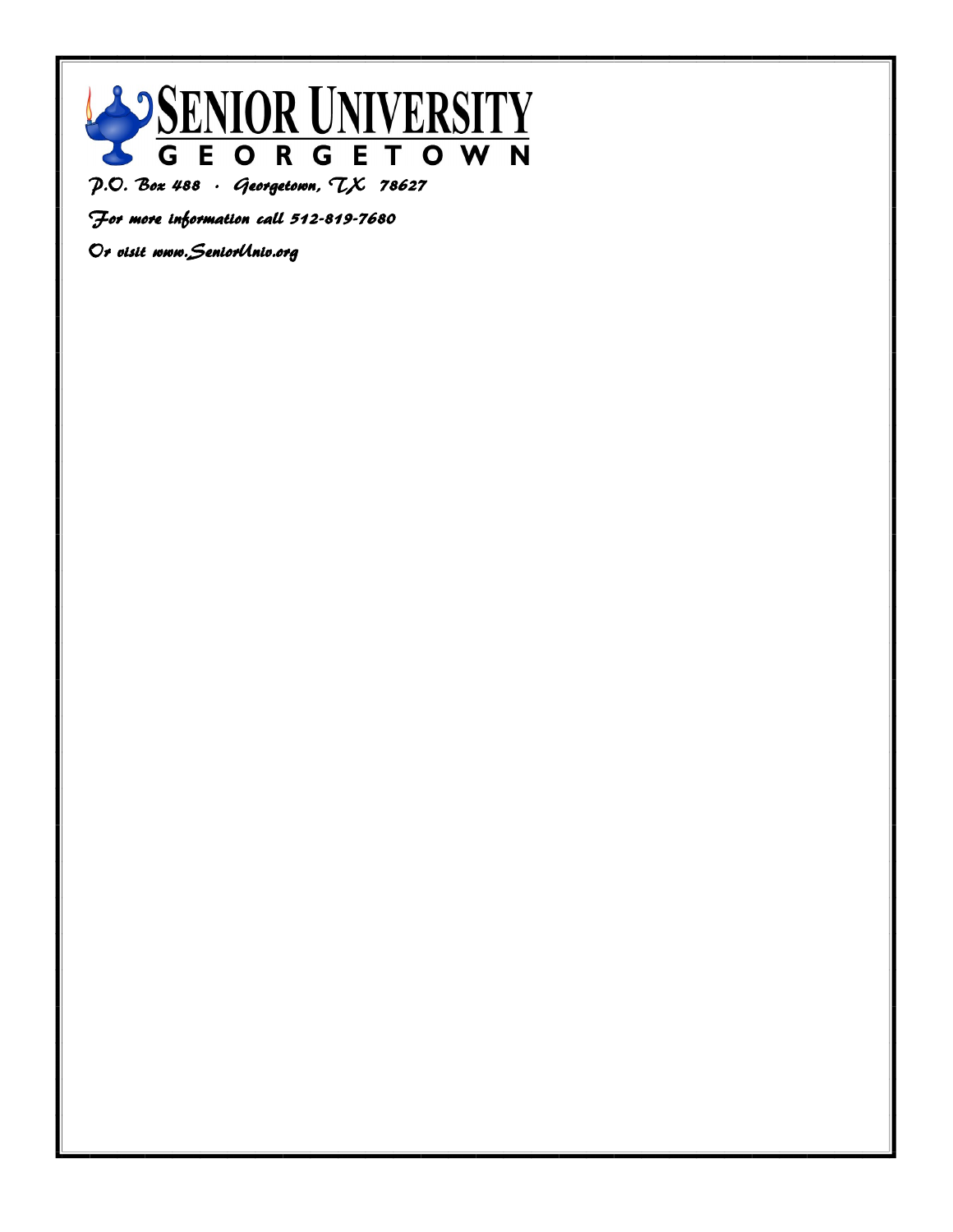# SENIOR UNIVERSITY

GEORGETOWN

*P.O. Box 488 · Georgetown, TX 78627*

*For more information call 512-819-7680*

*Or visit www.SeniorUniv.org*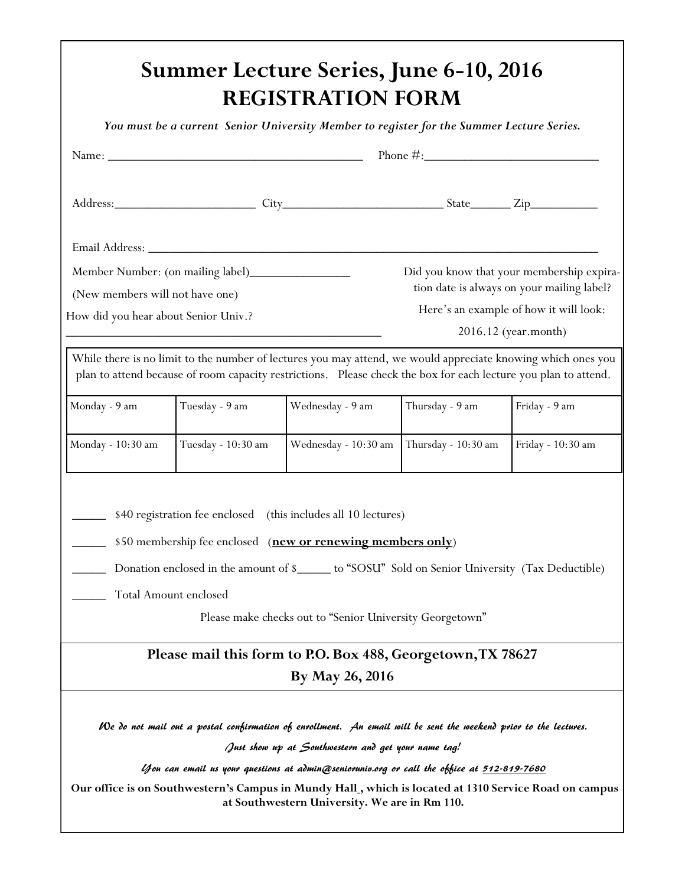# Summary Lecture Series, June 6-10, 2016

# REGISTRATION FORM

***You must be a current Senior University Member to register for the Summer Lecture Series.***

Name: ______________________________________ Phone #:__________________________

Address:_____________________ City_______________________ State______ Zip__________

Email Address: ______________________________________________________________________

Member Number: (on mailing label)_______________

(New members will not have one)

How did you hear about Senior Univ.?

_________________________________________________

Did you know that your membership expiration date is always on your mailing label?

Here's an example of how it will look:

2016.12 (year.month)

While there is no limit to the number of lectures you may attend, we would appreciate knowing which ones you plan to attend because of room capacity restrictions. Please check the box for each lecture you plan to attend.

| | | | | |
|---|---|---|---|---|
| Monday - 9 am | Tuesday - 9 am | Wednesday - 9 am | Thursday - 9 am | Friday - 9 am |
| Monday - 10:30 am | Tuesday - 10:30 am | Wednesday - 10:30 am | Thursday - 10:30 am | Friday - 10:30 am |

_____ $40 registration fee enclosed (this includes all 10 lectures)

_____ $50 membership fee enclosed (**<u>new or renewing members only</u>**)

_____ Donation enclosed in the amount of $_____ to "SOSU" Sold on Senior University (Tax Deductible)

_____ Total Amount enclosed

Please make checks out to "Senior University Georgetown"

**Please mail this form to P.O. Box 488, Georgetown, TX 78627**

**By May 26, 2016**

*We do not mail out a postal confirmation of enrollment. An email will be sent the weekend prior to the lectures.*

*Just show up at Southwestern and get your name tag!*

*You can email us your questions at admin@senioruniv.org or call the office at 512-819-7680*

**Our office is on Southwestern's Campus in Mundy Hall, which is located at 1310 Service Road on campus at Southwestern University. We are in Rm 110.**